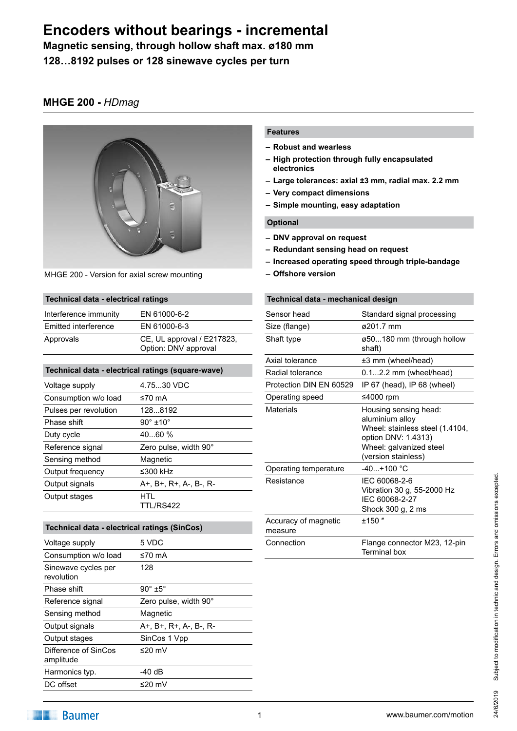# Encoders without bearings - incremental

**Magnetic sensing, through hollow shaft max. ø180 mm**

**128…8192 pulses or 128 sinewave cycles per turn**

## MHGE 200 - *HDmag*

MHGE 200 - Version for axial screw mounting

### Features

- **Robust and wearless**
- **High protection through fully encapsulated electronics**
- **Large tolerances: axial ±3 mm, radial max. 2.2 mm**
- **Very compact dimensions**
- **Simple mounting, easy adaptation**

### Optional

- **DNV approval on request**
- **Redundant sensing head on request**
- **Increased operating speed through triple-bandage**
- **Offshore version**

| Technical data - electrical ratings | |
|---|---|
| Interference immunity | EN 61000-6-2 |
| Emitted interference | EN 61000-6-3 |
| Approvals | CE, UL approval / E217823, Option: DNV approval |

| Technical data - electrical ratings (square-wave) | |
|---|---|
| Voltage supply | 4.75...30 VDC |
| Consumption w/o load | ≤70 mA |
| Pulses per revolution | 128...8192 |
| Phase shift | 90° ±10° |
| Duty cycle | 40...60 % |
| Reference signal | Zero pulse, width 90° |
| Sensing method | Magnetic |
| Output frequency | ≤300 kHz |
| Output signals | A+, B+, R+, A-, B-, R- |
| Output stages | HTL<br>TTL/RS422 |

| Technical data - electrical ratings (SinCos) | |
|---|---|
| Voltage supply | 5 VDC |
| Consumption w/o load | ≤70 mA |
| Sinewave cycles per revolution | 128 |
| Phase shift | 90° ±5° |
| Reference signal | Zero pulse, width 90° |
| Sensing method | Magnetic |
| Output signals | A+, B+, R+, A-, B-, R- |
| Output stages | SinCos 1 Vpp |
| Difference of SinCos amplitude | ≤20 mV |
| Harmonics typ. | -40 dB |
| DC offset | ≤20 mV |

| Technical data - mechanical design | |
|---|---|
| Sensor head | Standard signal processing |
| Size (flange) | ø201.7 mm |
| Shaft type | ø50...180 mm (through hollow shaft) |
| Axial tolerance | ±3 mm (wheel/head) |
| Radial tolerance | 0.1...2.2 mm (wheel/head) |
| Protection DIN EN 60529 | IP 67 (head), IP 68 (wheel) |
| Operating speed | ≤4000 rpm |
| Materials | Housing sensing head: aluminium alloy<br>Wheel: stainless steel (1.4104, option DNV: 1.4313)<br>Wheel: galvanized steel (version stainless) |
| Operating temperature | -40...+100 °C |
| Resistance | IEC 60068-2-6<br>Vibration 30 g, 55-2000 Hz<br>IEC 60068-2-27<br>Shock 300 g, 2 ms |
| Accuracy of magnetic measure | ±150 ″ |
| Connection | Flange connector M23, 12-pin<br>Terminal box |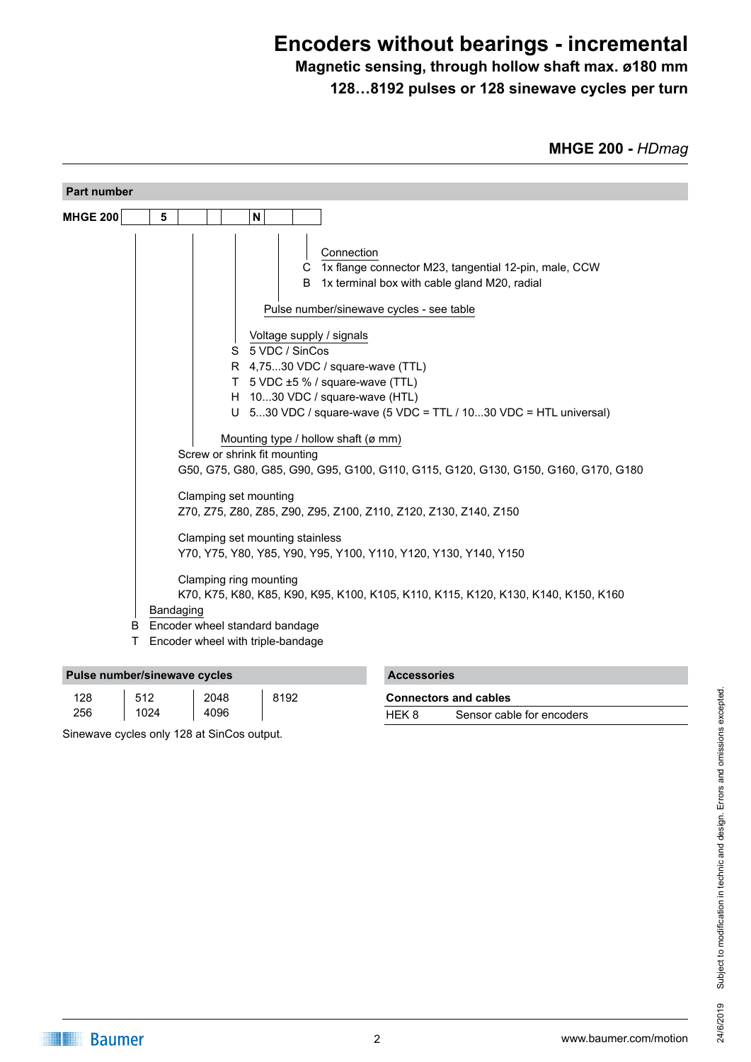# Encoders without bearings - incremental

**Magnetic sensing, through hollow shaft max. ø180 mm**

**128…8192 pulses or 128 sinewave cycles per turn**

**MHGE 200 -** ***HDmag***

## Part number

| MHGE 200 | | 5 | | | | N | | |
|---|---|---|---|---|---|---|---|---|

**Connection**
- C 1x flange connector M23, tangential 12-pin, male, CCW
- B 1x terminal box with cable gland M20, radial

**Pulse number/sinewave cycles - see table**

**Voltage supply / signals**
- S 5 VDC / SinCos
- R 4,75...30 VDC / square-wave (TTL)
- T 5 VDC ±5 % / square-wave (TTL)
- H 10...30 VDC / square-wave (HTL)
- U 5...30 VDC / square-wave (5 VDC = TTL / 10...30 VDC = HTL universal)

**Mounting type / hollow shaft (ø mm)**

Screw or shrink fit mounting
G50, G75, G80, G85, G90, G95, G100, G110, G115, G120, G130, G150, G160, G170, G180

Clamping set mounting
Z70, Z75, Z80, Z85, Z90, Z95, Z100, Z110, Z120, Z130, Z140, Z150

Clamping set mounting stainless
Y70, Y75, Y80, Y85, Y90, Y95, Y100, Y110, Y120, Y130, Y140, Y150

Clamping ring mounting
K70, K75, K80, K85, K90, K95, K100, K105, K110, K115, K120, K130, K140, K150, K160

**Bandaging**
- B Encoder wheel standard bandage
- T Encoder wheel with triple-bandage

## Pulse number/sinewave cycles

| | | | |
|---|---|---|---|
| 128 | 512 | 2048 | 8192 |
| 256 | 1024 | 4096 | |

Sinewave cycles only 128 at SinCos output.

## Accessories

**Connectors and cables**

| | |
|---|---|
| HEK 8 | Sensor cable for encoders |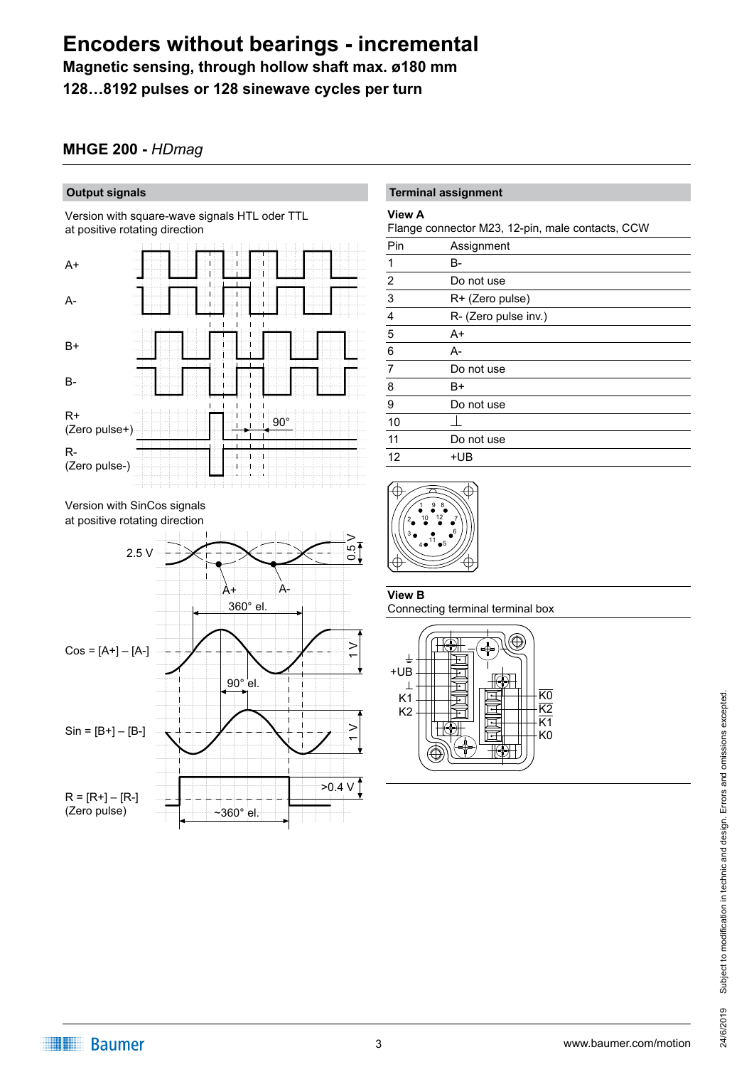# Encoders without bearings - incremental

**Magnetic sensing, through hollow shaft max. ø180 mm**

**128…8192 pulses or 128 sinewave cycles per turn**

## MHGE 200 - *HDmag*

### Output signals

Version with square-wave signals HTL oder TTL at positive rotating direction

A+

A-

B+

B-

R+ (Zero pulse+)

90°

R- (Zero pulse-)

Version with SinCos signals at positive rotating direction

2.5 V

0.5 V

A+ A-

360° el.

Cos = [A+] – [A-]

1 V

90° el.

Sin = [B+] – [B-]

1 V

R = [R+] – [R-] (Zero pulse)

>0.4 V

~360° el.

### Terminal assignment

**View A**

Flange connector M23, 12-pin, male contacts, CCW

| Pin | Assignment |
|---|---|
| 1 | B- |
| 2 | Do not use |
| 3 | R+ (Zero pulse) |
| 4 | R- (Zero pulse inv.) |
| 5 | A+ |
| 6 | A- |
| 7 | Do not use |
| 8 | B+ |
| 9 | Do not use |
| 10 | ⊥ |
| 11 | Do not use |
| 12 | +UB |

**View B**

Connecting terminal terminal box

+UB, ⊥, K1, K2, K0, K2, K1, K0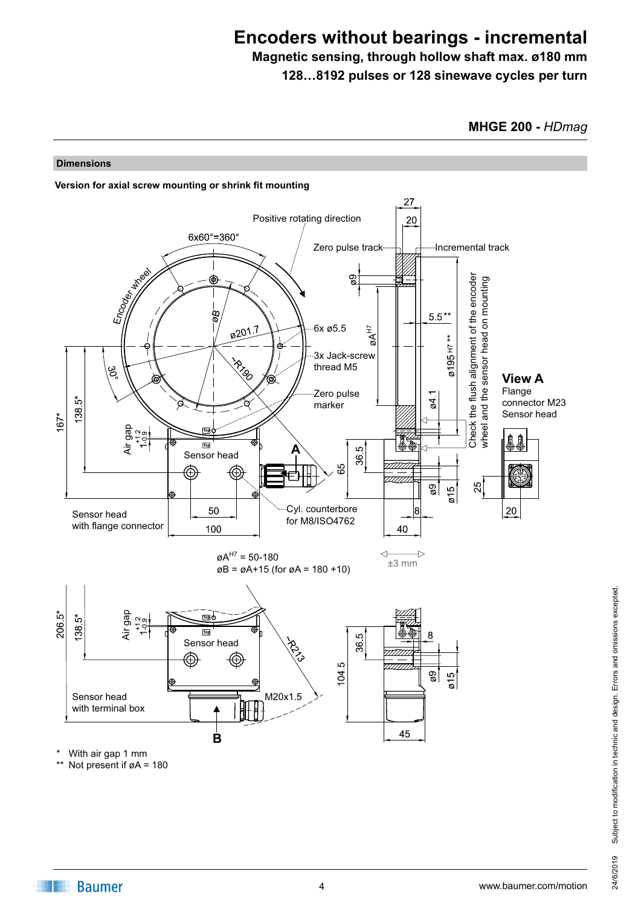# Encoders without bearings - incremental

**Magnetic sensing, through hollow shaft max. ø180 mm**

**128…8192 pulses or 128 sinewave cycles per turn**

**MHGE 200 -** ***HDmag***

## Dimensions

**Version for axial screw mounting or shrink fit mounting**

Positive rotating direction

6x60°=360°

Zero pulse track

Incremental track

Encoder wheel

øB

ø201.7

6x ø5.5

3x Jack-screw thread M5

~R190

30°

Zero pulse marker

Check the flush alignment of the encoder wheel and the sensor head on mounting

**View A**

Flange connector M23 Sensor head

Air gap $1^{+1.2}_{-0.9}$

Sensor head

A

Sensor head with flange connector

Cyl. counterbore for M8/ISO4762

$øA^{H7}$ = 50-180

øB = øA+15 (for øA = 180 +10)

±3 mm

Air gap $1^{+1.2}_{-0.9}$

Sensor head

~R213

Sensor head with terminal box

M20x1.5

B

\* With air gap 1 mm

\*\* Not present if øA = 180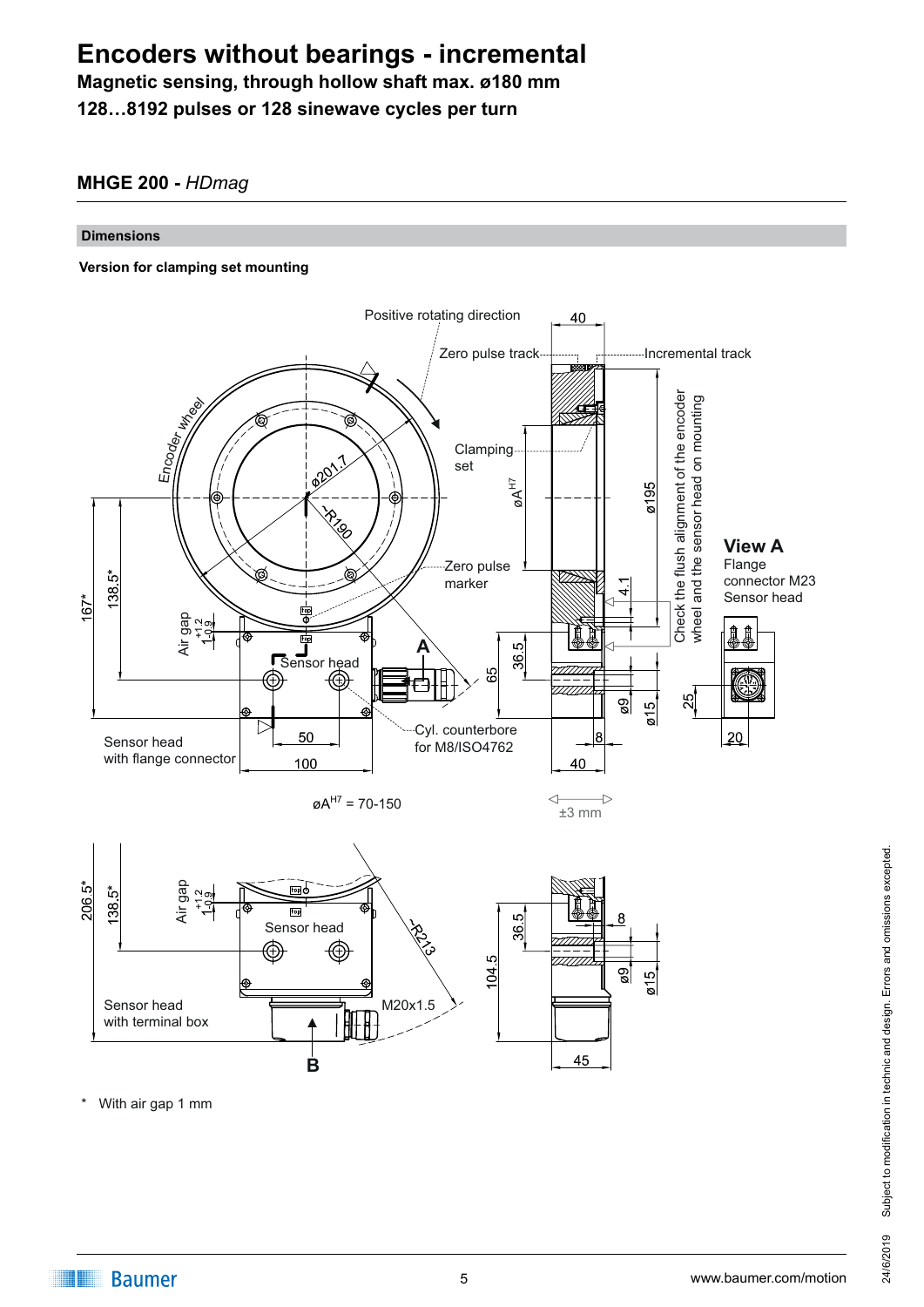# Encoders without bearings - incremental

**Magnetic sensing, through hollow shaft max. ø180 mm**

**128…8192 pulses or 128 sinewave cycles per turn**

## MHGE 200 - *HDmag*

### Dimensions

**Version for clamping set mounting**

Positive rotating direction

Zero pulse track

Incremental track

Encoder wheel

Clamping set

Zero pulse marker

Sensor head

Sensor head with flange connector

Cyl. counterbore for M8/ISO4762

Check the flush alignment of the encoder wheel and the sensor head on mounting

**View A**

Flange connector M23 Sensor head

$øA^{H7}$ = 70-150

±3 mm

Sensor head

Sensor head with terminal box

M20x1.5

\* With air gap 1 mm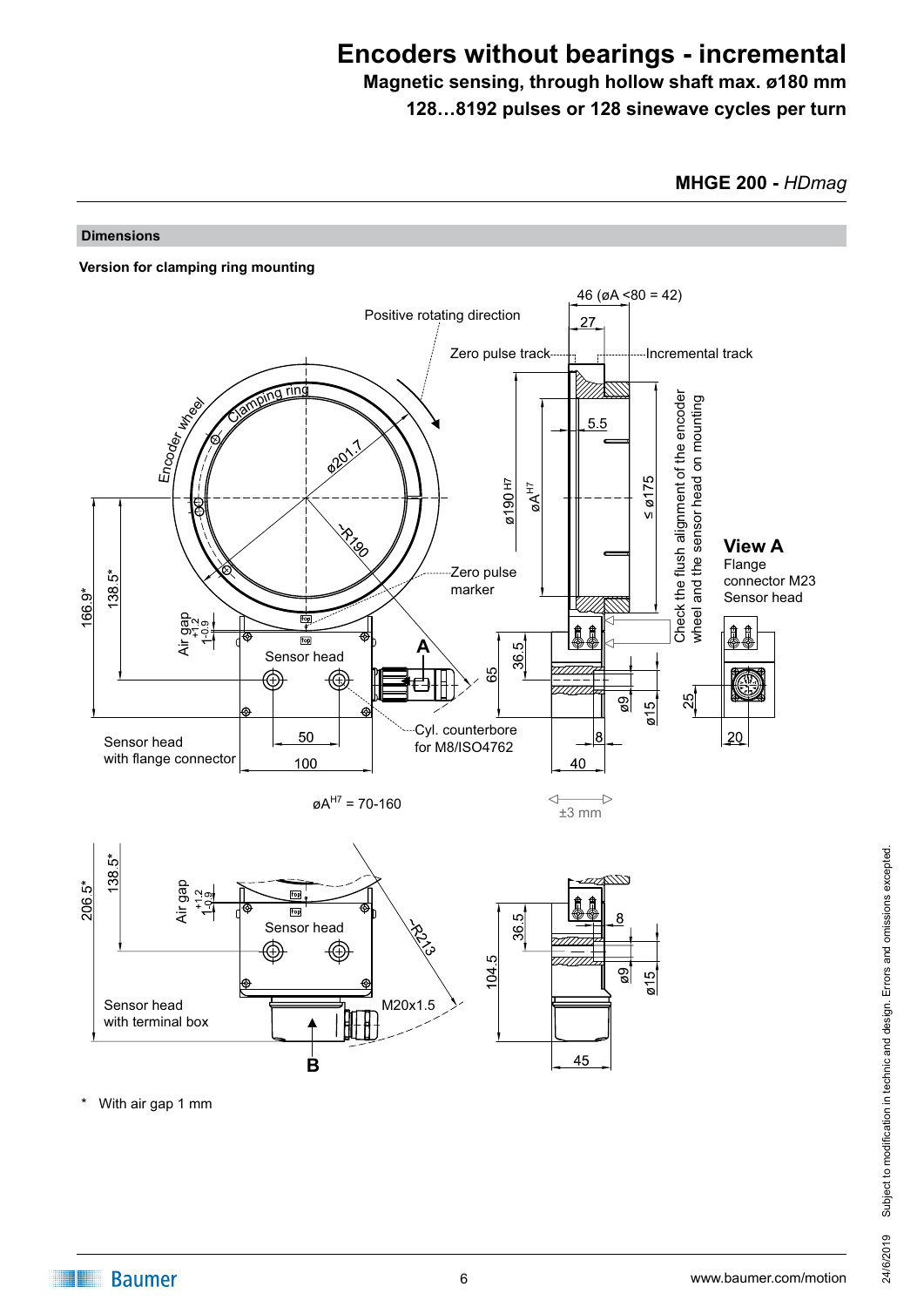# Encoders without bearings - incremental

**Magnetic sensing, through hollow shaft max. ø180 mm**

**128…8192 pulses or 128 sinewave cycles per turn**

**MHGE 200 -** *HDmag*

## Dimensions

### Version for clamping ring mounting

Positive rotating direction

Zero pulse track

Incremental track

46 (øA <80 = 42)

27

5.5

Encoder wheel

Clamping ring

ø201.7

~R190

ø190 H7

øA H7

≤ ø175

Check the flush alignment of the encoder wheel and the sensor head on mounting

**View A**

Flange connector M23

Sensor head

Zero pulse marker

166.9*

138.5*

Air gap +1.2 / 1-0.9

Sensor head

A

36.5

65

ø9

ø15

25

Sensor head with flange connector

50

100

Cyl. counterbore for M8/ISO4762

8

40

20

øA$^{H7}$ = 70-160

±3 mm

206.5*

138.5*

Air gap +1.2 / 1-0.9

Sensor head

~R213

36.5

8

104.5

ø9

ø15

Sensor head with terminal box

M20x1.5

B

45

\* With air gap 1 mm

Subject to modification in technic and design. Errors and omissions excepted.

24/6/2019

www.baumer.com/motion